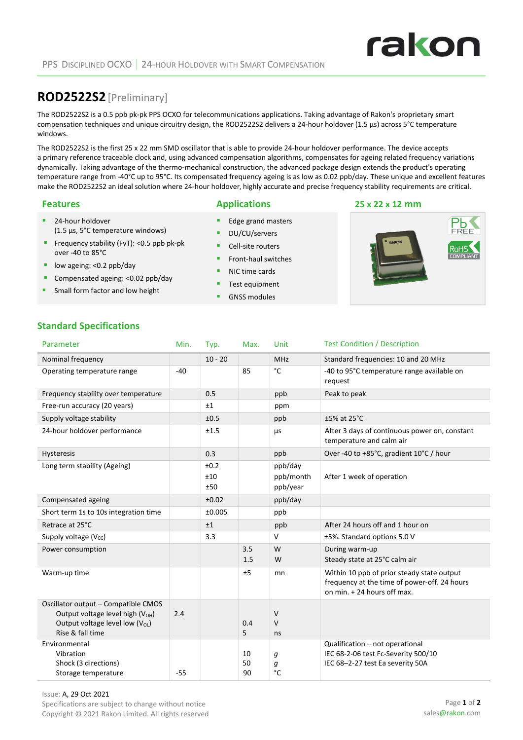# ROD2522S2 [Preliminary]

The ROD2522S2 is a 0.5 ppb pk-pk PPS OCXO for telecommunications applications. Taking advantage of Rakon's proprietary smart compensation techniques and unique circuitry design, the ROD2522S2 delivers a 24-hour holdover (1.5 µs) across 5°C temperature windows.

The ROD2522S2 is the first 25 x 22 mm SMD oscillator that is able to provide 24-hour holdover performance. The device accepts a primary reference traceable clock and, using advanced compensation algorithms, compensates for ageing related frequency variations dynamically. Taking advantage of the thermo-mechanical construction, the advanced package design extends the product's operating temperature range from -40°C up to 95°C. Its compensated frequency ageing is as low as 0.02 ppb/day. These unique and excellent features make the ROD2522S2 an ideal solution where 24-hour holdover, highly accurate and precise frequency stability requirements are critical.

## Features

- 24-hour holdover (1.5 µs, 5°C temperature windows)
- Frequency stability (FvT): <0.5 ppb pk-pk over -40 to 85°C
- low ageing: <0.2 ppb/day
- Compensated ageing: <0.02 ppb/day
- Small form factor and low height

## Applications

- Edge grand masters
- DU/CU/servers
- Cell-site routers
- Front-haul switches
- NIC time cards
- Test equipment
- GNSS modules

## 25 x 22 x 12 mm

Pb FREE

RoHS COMPLIANT

## Standard Specifications

| Parameter | Min. | Typ. | Max. | Unit | Test Condition / Description |
|---|---|---|---|---|---|
| Nominal frequency | | 10 - 20 | | MHz | Standard frequencies: 10 and 20 MHz |
| Operating temperature range | -40 | | 85 | °C | -40 to 95°C temperature range available on request |
| Frequency stability over temperature | | 0.5 | | ppb | Peak to peak |
| Free-run accuracy (20 years) | | ±1 | | ppm | |
| Supply voltage stability | | ±0.5 | | ppb | ±5% at 25°C |
| 24-hour holdover performance | | ±1.5 | | µs | After 3 days of continuous power on, constant temperature and calm air |
| Hysteresis | | 0.3 | | ppb | Over -40 to +85°C, gradient 10°C / hour |
| Long term stability (Ageing) | | ±0.2<br>±10<br>±50 | | ppb/day<br>ppb/month<br>ppb/year | After 1 week of operation |
| Compensated ageing | | ±0.02 | | ppb/day | |
| Short term 1s to 10s integration time | | ±0.005 | | ppb | |
| Retrace at 25°C | | ±1 | | ppb | After 24 hours off and 1 hour on |
| Supply voltage ($V_{CC}$) | | 3.3 | | V | ±5%. Standard options 5.0 V |
| Power consumption | | | 3.5<br>1.5 | W<br>W | During warm-up<br>Steady state at 25°C calm air |
| Warm-up time | | | ±5 | mn | Within 10 ppb of prior steady state output frequency at the time of power-off. 24 hours on min. + 24 hours off max. |
| Oscillator output – Compatible CMOS<br>Output voltage level high ($V_{OH}$)<br>Output voltage level low ($V_{OL}$)<br>Rise & fall time | <br>2.4<br><br> | | <br><br>0.4<br>5 | <br>V<br>V<br>ns | |
| Environmental<br>Vibration<br>Shock (3 directions)<br>Storage temperature | <br><br><br>-55 | | <br>10<br>50<br>90 | <br>g<br>g<br>°C | Qualification – not operational<br>IEC 68-2-06 test Fc-Severity 500/10<br>IEC 68–2-27 test Ea severity 50A |

Issue: A, 29 Oct 2021
Specifications are subject to change without notice
Copyright © 2021 Rakon Limited. All rights reserved

sales@rakon.com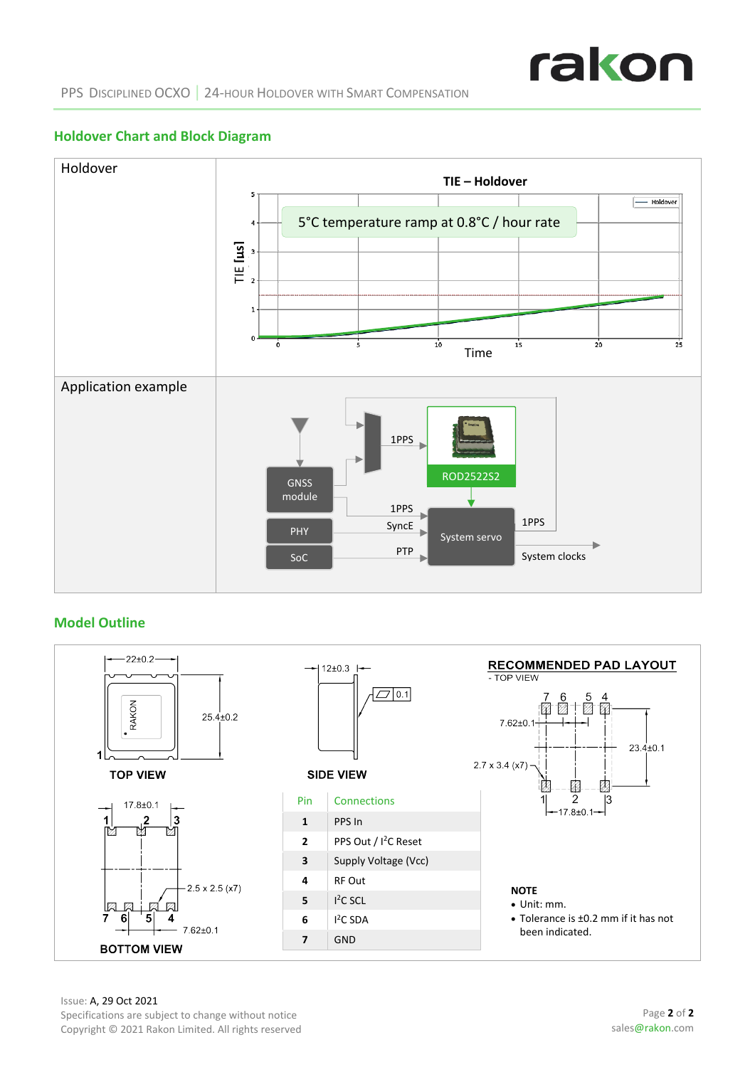## Holdover Chart and Block Diagram

### Holdover

TIE – Holdover

5°C temperature ramp at 0.8°C / hour rate

TIE [µs]

0
1
2
3
4
5

0
5
10
15
20
25

Time

Holdover

### Application example

GNSS module

PHY

SoC

1PPS

ROD2522S2

1PPS

SyncE

PTP

System servo

1PPS

System clocks

## Model Outline

TOP VIEW

22±0.2

25.4±0.2

RAKON

1

SIDE VIEW

12±0.3

0.1

BOTTOM VIEW

17.8±0.1

1 2 3

2.5 x 2.5 (x7)

7 6 5 4

7.62±0.1

RECOMMENDED PAD LAYOUT

- TOP VIEW

7 6 5 4

7.62±0.1

23.4±0.1

2.7 x 3.4 (x7)

1 2 3

17.8±0.1

| Pin | Connections |
| --- | --- |
| 1 | PPS In |
| 2 | PPS Out / $I^2C$ Reset |
| 3 | Supply Voltage (Vcc) |
| 4 | RF Out |
| 5 | $I^2C$ SCL |
| 6 | $I^2C$ SDA |
| 7 | GND |

**NOTE**

- Unit: mm.
- Tolerance is ±0.2 mm if it has not been indicated.

Issue: A, 29 Oct 2021
Specifications are subject to change without notice
Copyright © 2021 Rakon Limited. All rights reserved

sales@rakon.com